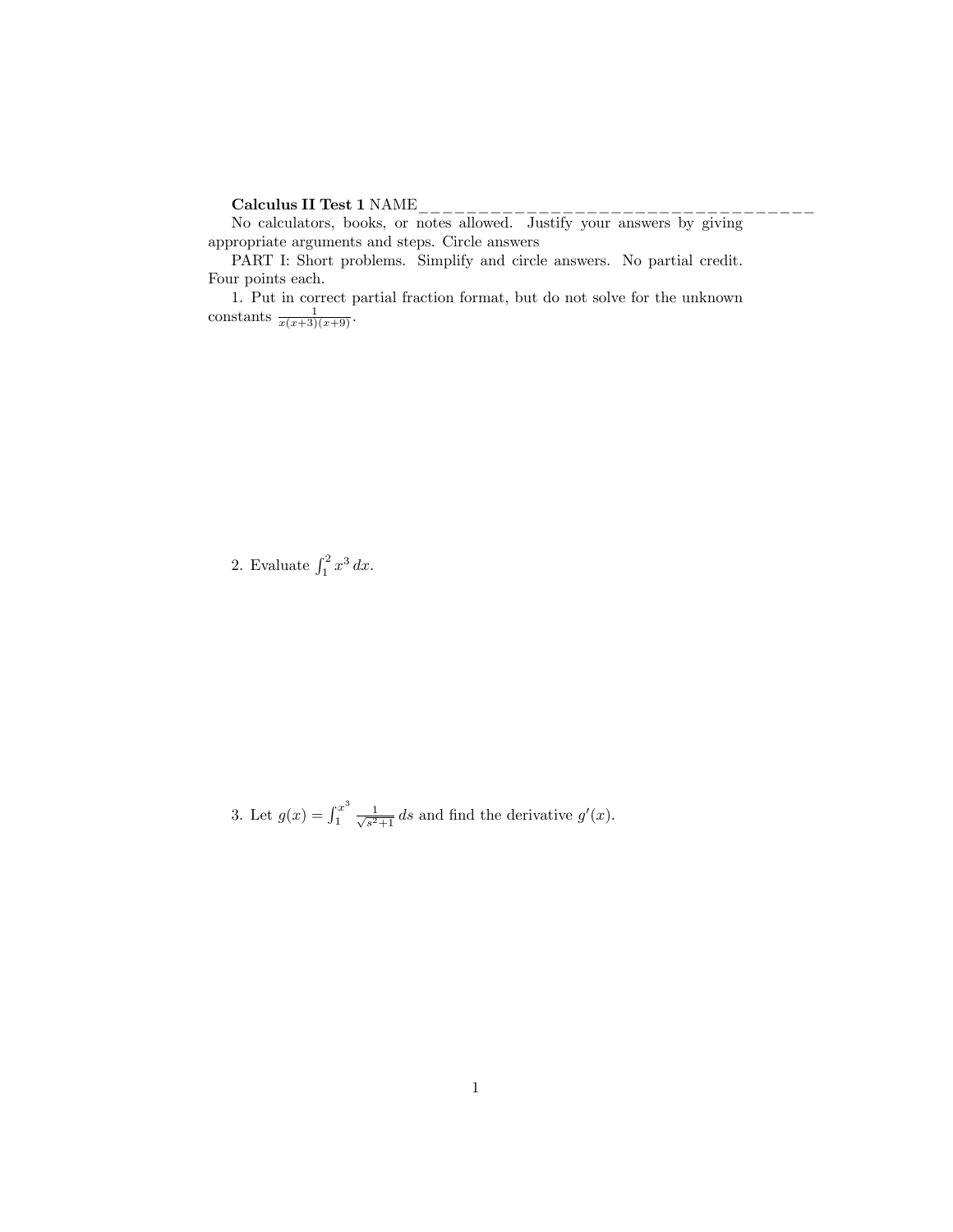**Calculus II Test 1** NAME\_\_\_\_\_\_\_\_\_\_\_\_\_\_\_\_\_\_\_\_\_\_\_\_\_\_\_\_\_\_\_\_\_\_\_

No calculators, books, or notes allowed. Justify your answers by giving appropriate arguments and steps. Circle answers

PART I: Short problems. Simplify and circle answers. No partial credit. Four points each.

1. Put in correct partial fraction format, but do not solve for the unknown constants $\frac{1}{x(x+3)(x+9)}$.

2. Evaluate $\int_1^2 x^3\,dx$.

3. Let $g(x) = \int_1^{x^3} \frac{1}{\sqrt{s^2+1}}\,ds$ and find the derivative $g'(x)$.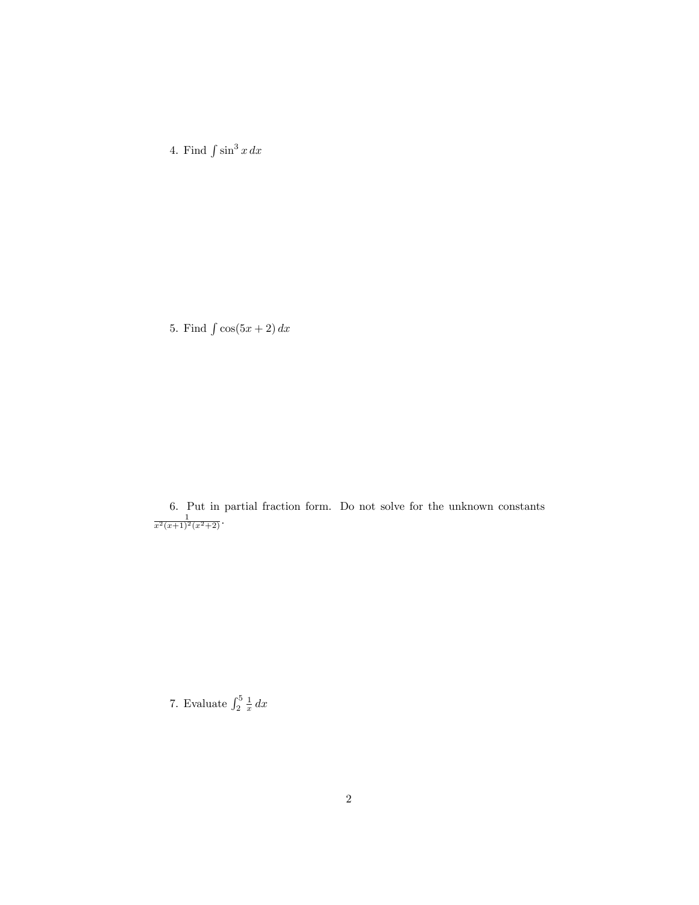4. Find $\int \sin^3 x \, dx$

5. Find $\int \cos(5x + 2) \, dx$

6. Put in partial fraction form. Do not solve for the unknown constants $\frac{1}{x^2(x+1)^2(x^2+2)}$.

7. Evaluate $\int_2^5 \frac{1}{x} \, dx$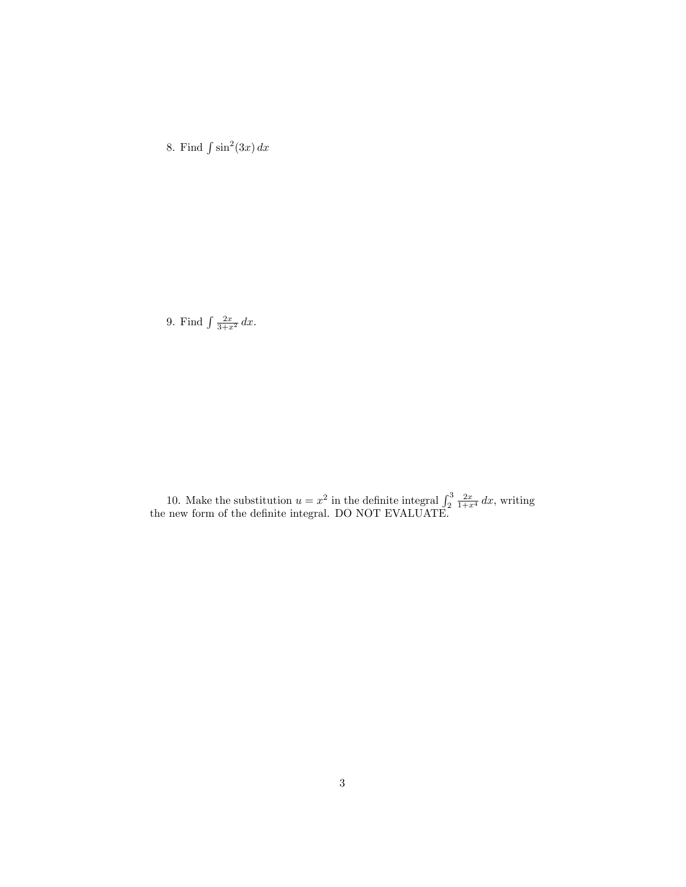8. Find $\int \sin^2(3x)\,dx$

9. Find $\int \frac{2x}{3+x^2}\,dx$.

10. Make the substitution $u = x^2$ in the definite integral $\int_2^3 \frac{2x}{1+x^4}\,dx$, writing the new form of the definite integral. DO NOT EVALUATE.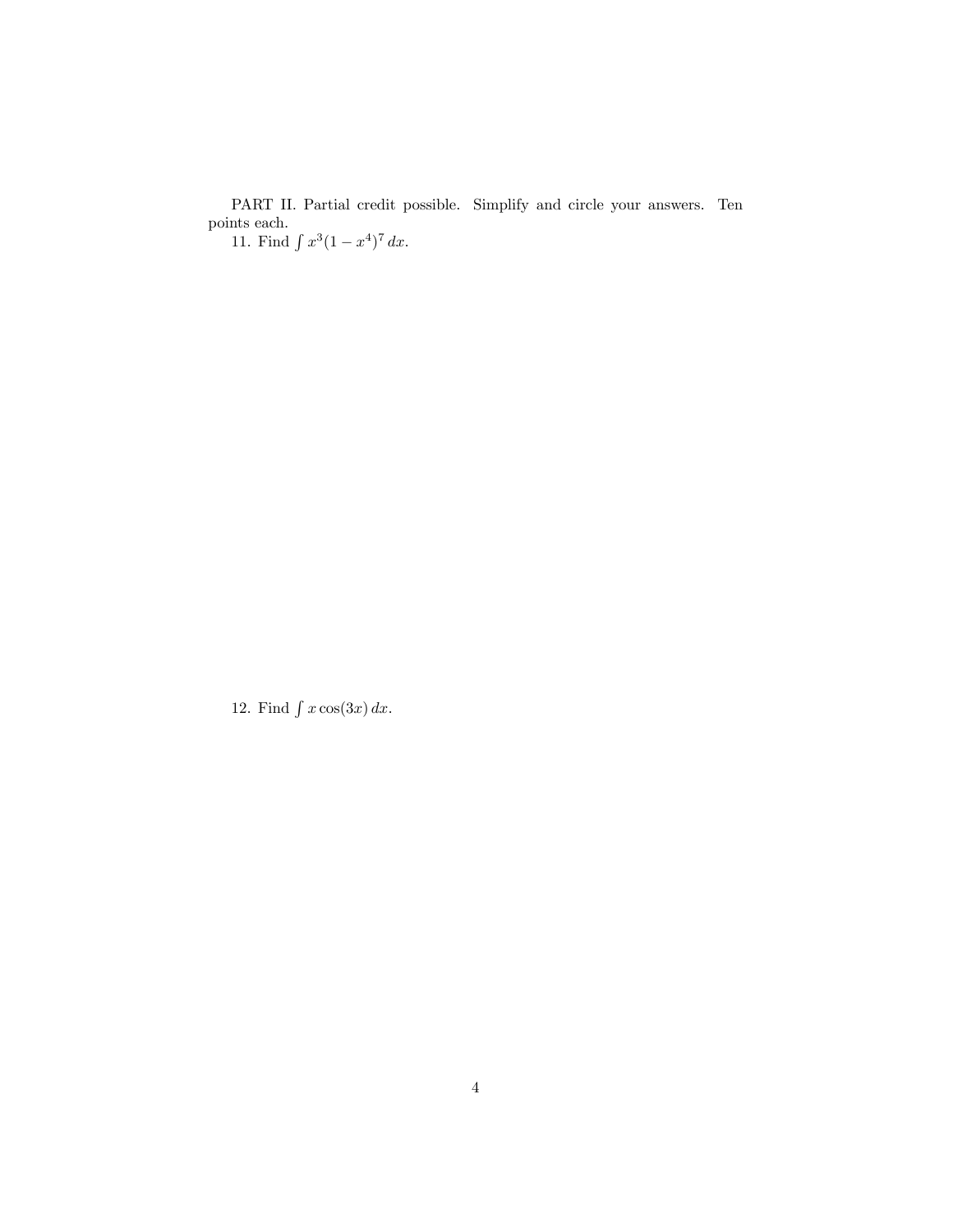PART II. Partial credit possible. Simplify and circle your answers. Ten points each.

11. Find $\int x^3(1-x^4)^7\,dx$.

12. Find $\int x\cos(3x)\,dx$.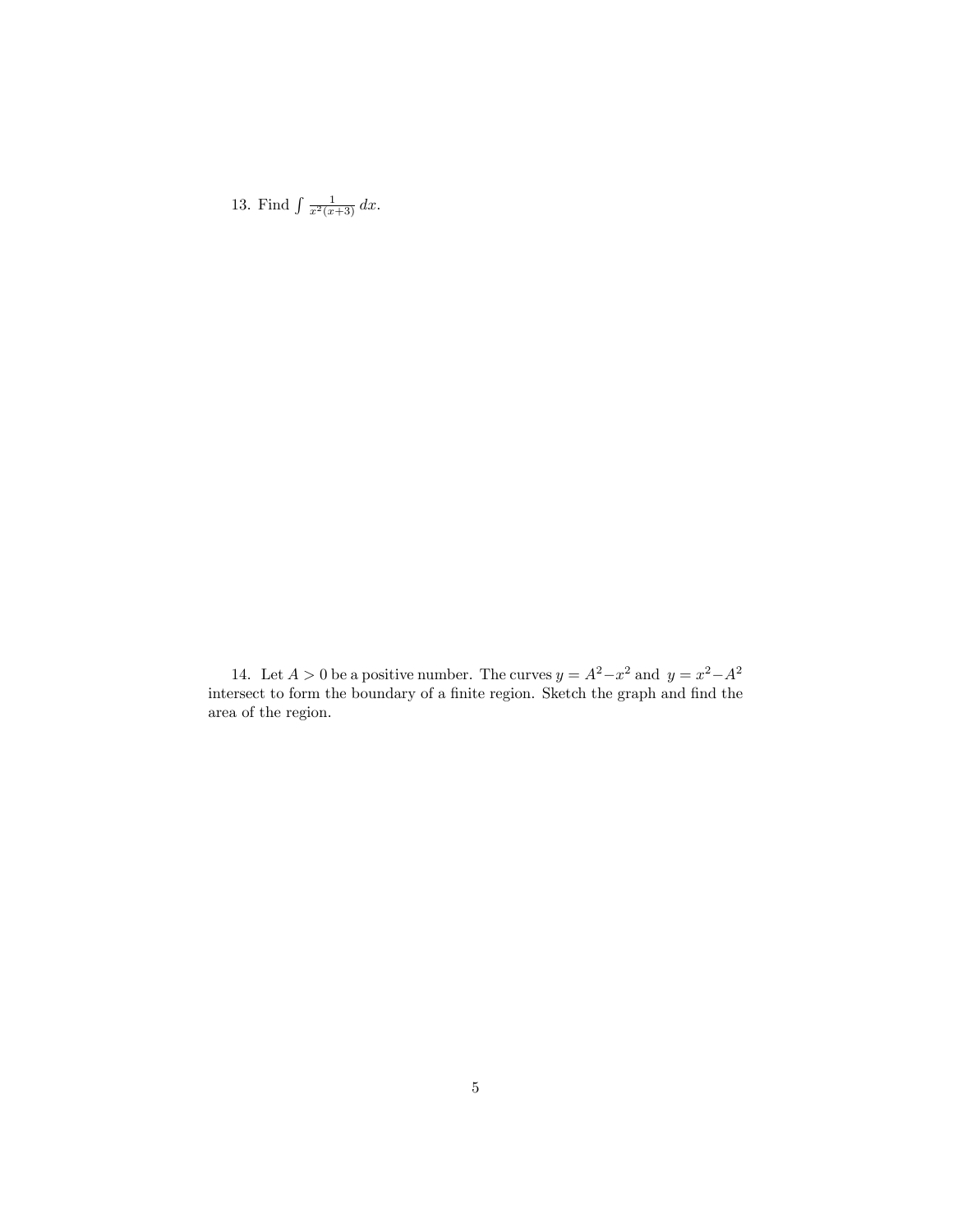13. Find $\int \frac{1}{x^2(x+3)}\, dx$.

14. Let $A > 0$ be a positive number. The curves $y = A^2 - x^2$ and $y = x^2 - A^2$ intersect to form the boundary of a finite region. Sketch the graph and find the area of the region.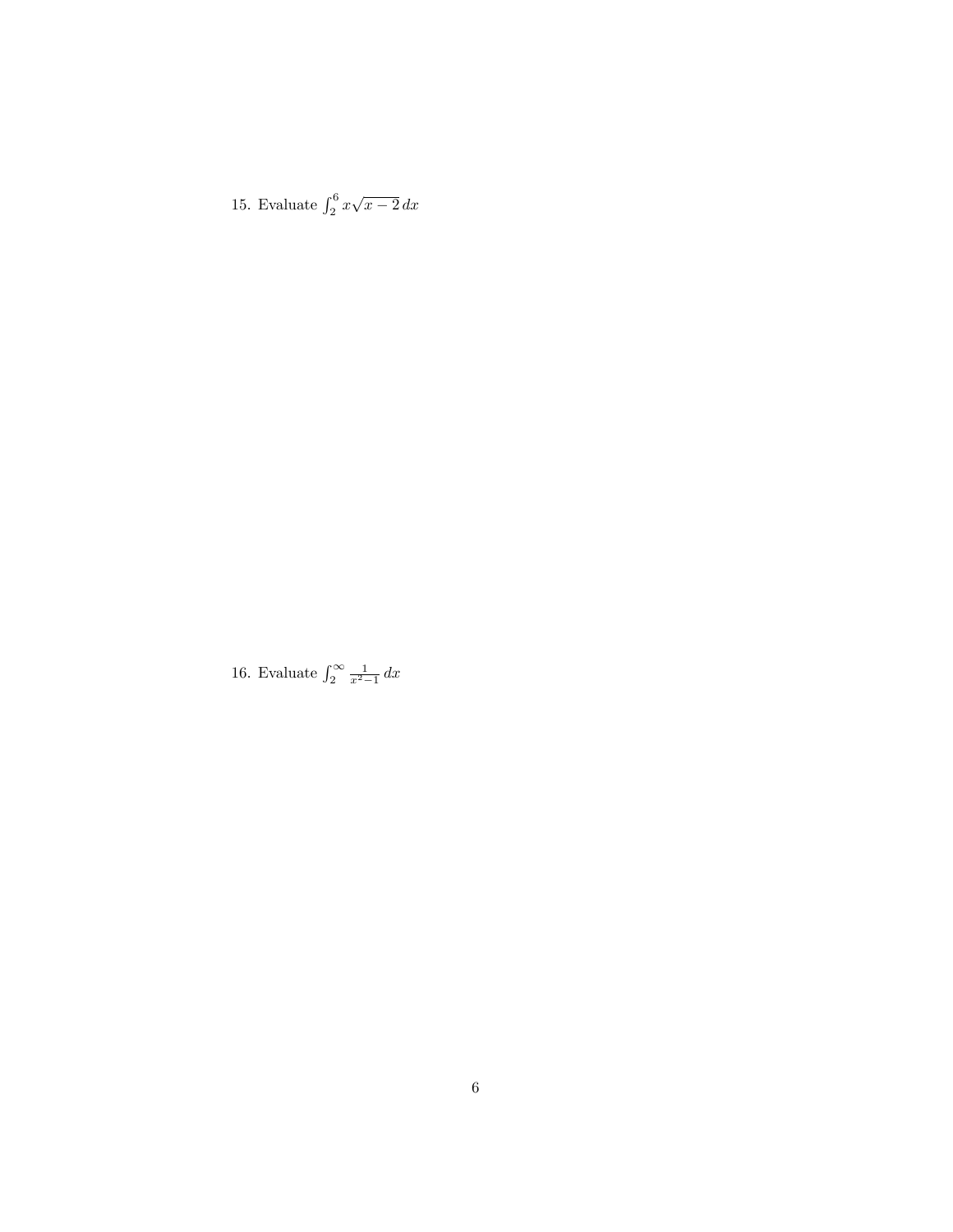15. Evaluate $\int_2^6 x\sqrt{x-2}\,dx$

16. Evaluate $\int_2^\infty \frac{1}{x^2-1}\,dx$